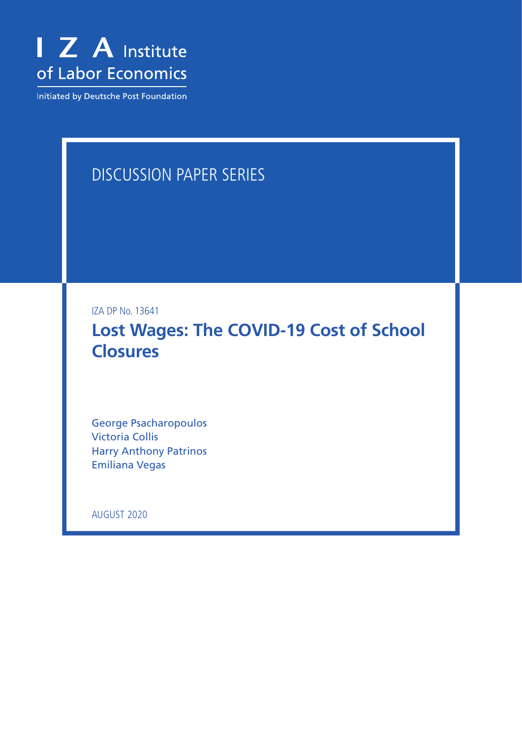I Z A Institute of Labor Economics

Initiated by Deutsche Post Foundation

DISCUSSION PAPER SERIES

IZA DP No. 13641

# Lost Wages: The COVID-19 Cost of School Closures

George Psacharopoulos
Victoria Collis
Harry Anthony Patrinos
Emiliana Vegas

AUGUST 2020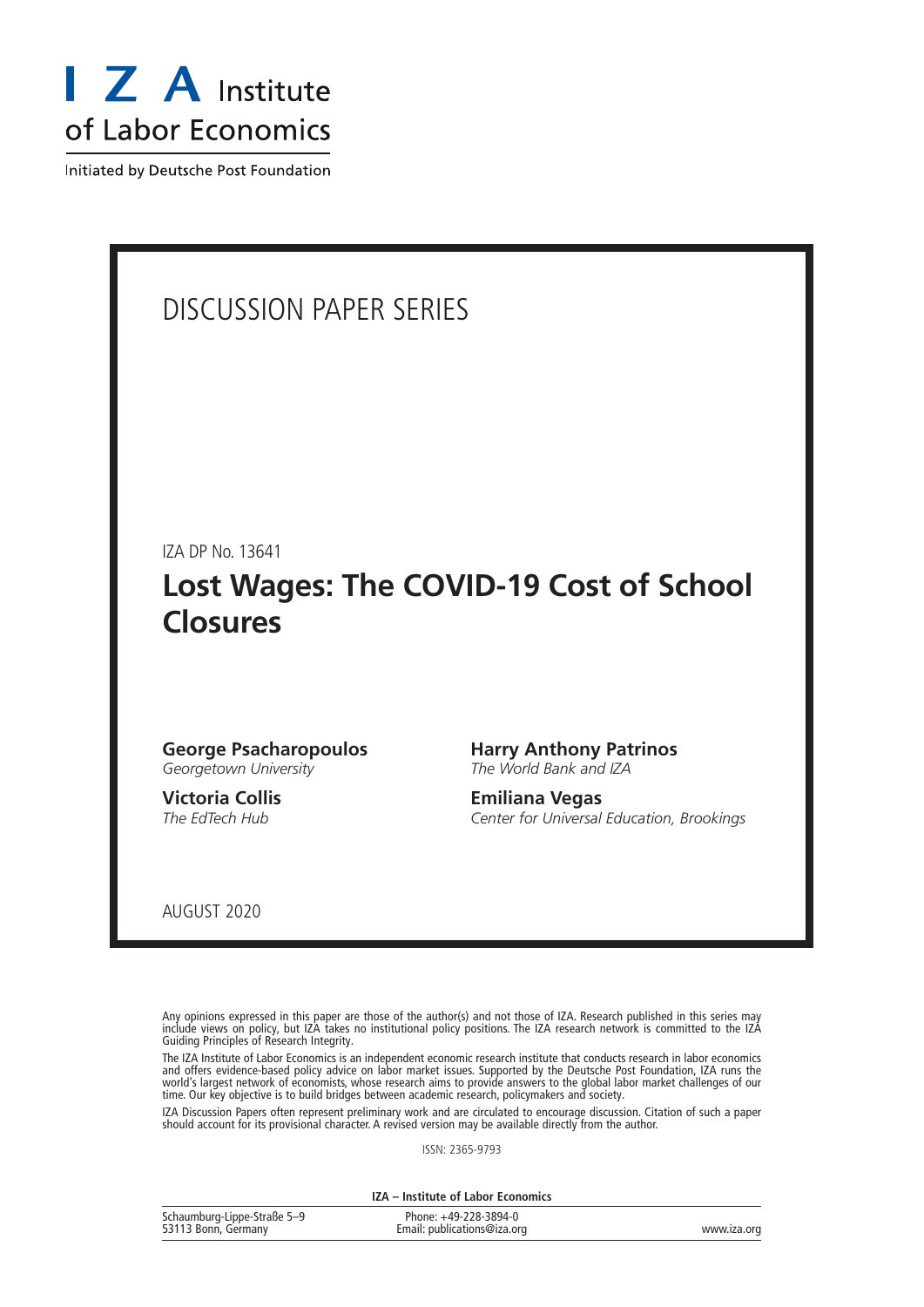![IZA Institute of Labor Economics logo]

Initiated by Deutsche Post Foundation

# DISCUSSION PAPER SERIES

IZA DP No. 13641

# Lost Wages: The COVID-19 Cost of School Closures

**George Psacharopoulos**
*Georgetown University*

**Victoria Collis**
*The EdTech Hub*

**Harry Anthony Patrinos**
*The World Bank and IZA*

**Emiliana Vegas**
*Center for Universal Education, Brookings*

AUGUST 2020

Any opinions expressed in this paper are those of the author(s) and not those of IZA. Research published in this series may include views on policy, but IZA takes no institutional policy positions. The IZA research network is committed to the IZA Guiding Principles of Research Integrity.

The IZA Institute of Labor Economics is an independent economic research institute that conducts research in labor economics and offers evidence-based policy advice on labor market issues. Supported by the Deutsche Post Foundation, IZA runs the world's largest network of economists, whose research aims to provide answers to the global labor market challenges of our time. Our key objective is to build bridges between academic research, policymakers and society.

IZA Discussion Papers often represent preliminary work and are circulated to encourage discussion. Citation of such a paper should account for its provisional character. A revised version may be available directly from the author.

ISSN: 2365-9793

**IZA – Institute of Labor Economics**

Schaumburg-Lippe-Straße 5–9
53113 Bonn, Germany

Phone: +49-228-3894-0
Email: publications@iza.org

www.iza.org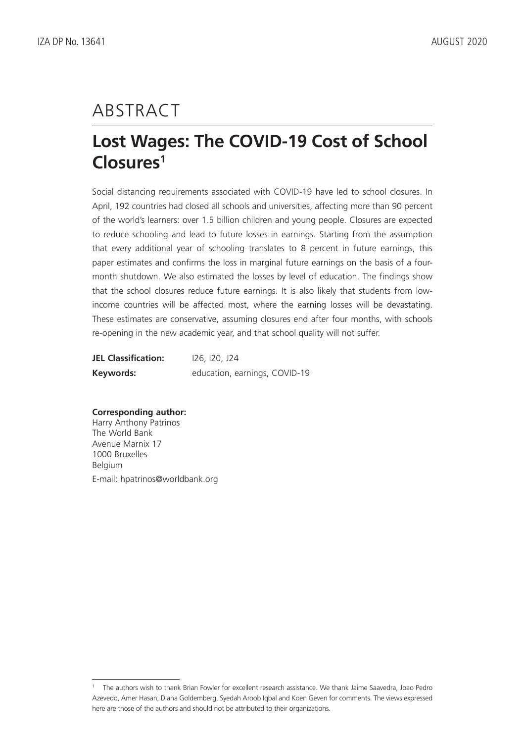# ABSTRACT

## Lost Wages: The COVID-19 Cost of School Closures[1]

Social distancing requirements associated with COVID-19 have led to school closures. In April, 192 countries had closed all schools and universities, affecting more than 90 percent of the world's learners: over 1.5 billion children and young people. Closures are expected to reduce schooling and lead to future losses in earnings. Starting from the assumption that every additional year of schooling translates to 8 percent in future earnings, this paper estimates and confirms the loss in marginal future earnings on the basis of a four-month shutdown. We also estimated the losses by level of education. The findings show that the school closures reduce future earnings. It is also likely that students from low-income countries will be affected most, where the earning losses will be devastating. These estimates are conservative, assuming closures end after four months, with schools re-opening in the new academic year, and that school quality will not suffer.

| | |
|---|---|
| **JEL Classification:** | I26, I20, J24 |
| **Keywords:** | education, earnings, COVID-19 |

**Corresponding author:**
Harry Anthony Patrinos
The World Bank
Avenue Marnix 17
1000 Bruxelles
Belgium
E-mail: hpatrinos@worldbank.org

---

[1] The authors wish to thank Brian Fowler for excellent research assistance. We thank Jaime Saavedra, Joao Pedro Azevedo, Amer Hasan, Diana Goldemberg, Syedah Aroob Iqbal and Koen Geven for comments. The views expressed here are those of the authors and should not be attributed to their organizations.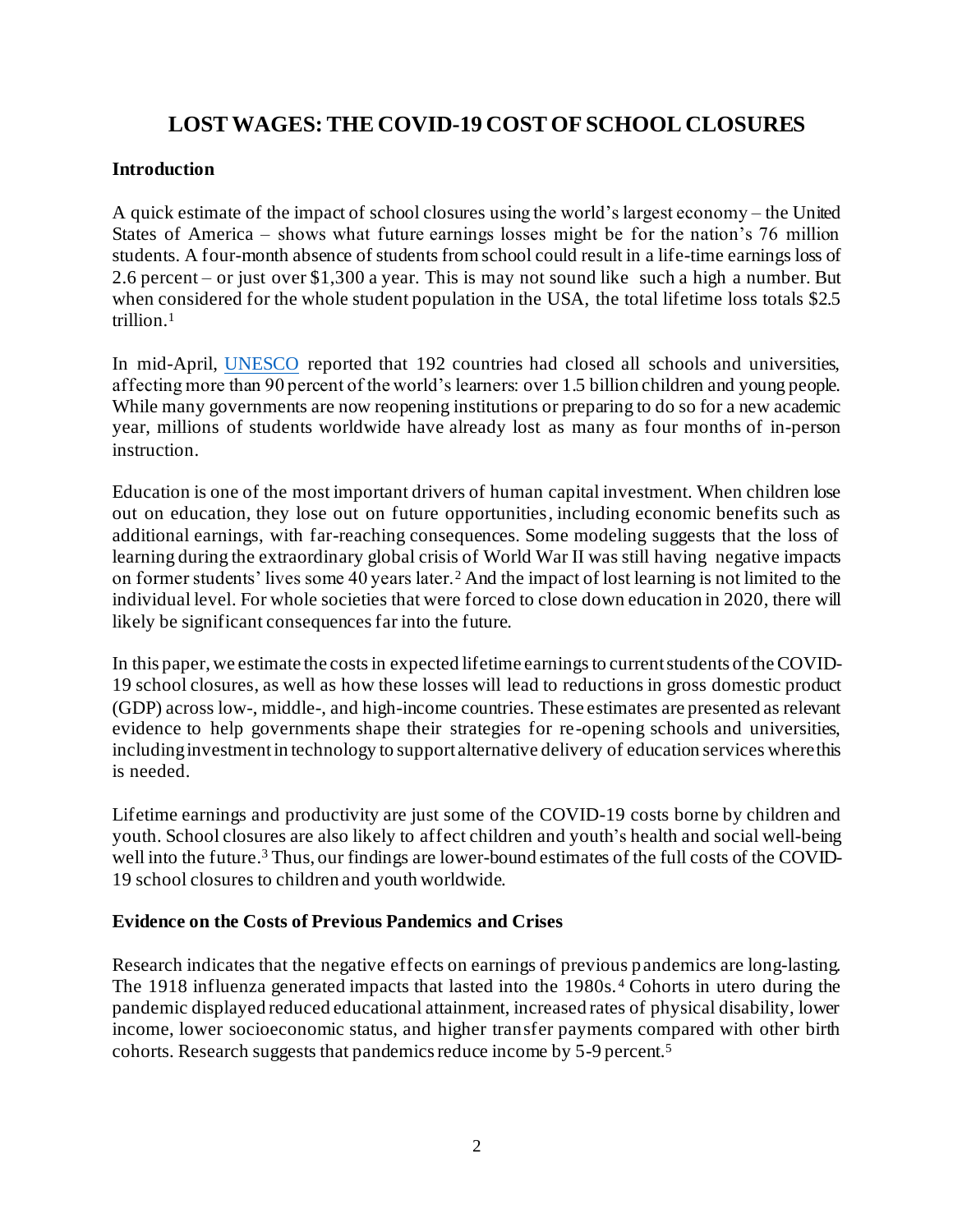# LOST WAGES: THE COVID-19 COST OF SCHOOL CLOSURES

### Introduction

A quick estimate of the impact of school closures using the world's largest economy – the United States of America – shows what future earnings losses might be for the nation's 76 million students. A four-month absence of students from school could result in a life-time earnings loss of 2.6 percent – or just over $1,300 a year. This is may not sound like such a high a number. But when considered for the whole student population in the USA, the total lifetime loss totals $2.5 trillion.[1]

In mid-April, UNESCO reported that 192 countries had closed all schools and universities, affecting more than 90 percent of the world's learners: over 1.5 billion children and young people. While many governments are now reopening institutions or preparing to do so for a new academic year, millions of students worldwide have already lost as many as four months of in-person instruction.

Education is one of the most important drivers of human capital investment. When children lose out on education, they lose out on future opportunities, including economic benefits such as additional earnings, with far-reaching consequences. Some modeling suggests that the loss of learning during the extraordinary global crisis of World War II was still having negative impacts on former students' lives some 40 years later.[2] And the impact of lost learning is not limited to the individual level. For whole societies that were forced to close down education in 2020, there will likely be significant consequences far into the future.

In this paper, we estimate the costs in expected lifetime earnings to current students of the COVID-19 school closures, as well as how these losses will lead to reductions in gross domestic product (GDP) across low-, middle-, and high-income countries. These estimates are presented as relevant evidence to help governments shape their strategies for re-opening schools and universities, including investment in technology to support alternative delivery of education services where this is needed.

Lifetime earnings and productivity are just some of the COVID-19 costs borne by children and youth. School closures are also likely to affect children and youth's health and social well-being well into the future.[3] Thus, our findings are lower-bound estimates of the full costs of the COVID-19 school closures to children and youth worldwide.

### Evidence on the Costs of Previous Pandemics and Crises

Research indicates that the negative effects on earnings of previous pandemics are long-lasting. The 1918 influenza generated impacts that lasted into the 1980s.[4] Cohorts in utero during the pandemic displayed reduced educational attainment, increased rates of physical disability, lower income, lower socioeconomic status, and higher transfer payments compared with other birth cohorts. Research suggests that pandemics reduce income by 5-9 percent.[5]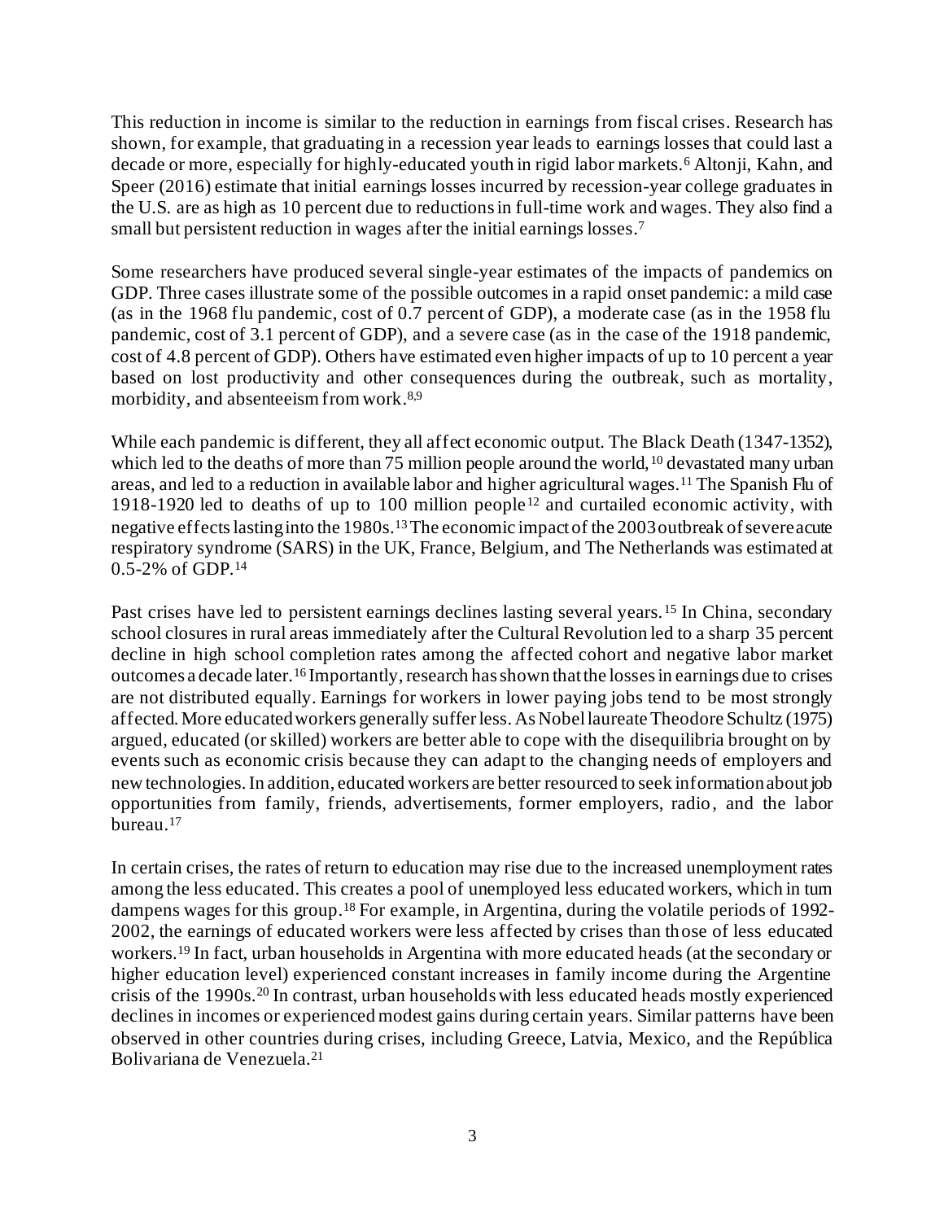This reduction in income is similar to the reduction in earnings from fiscal crises. Research has shown, for example, that graduating in a recession year leads to earnings losses that could last a decade or more, especially for highly-educated youth in rigid labor markets.[6] Altonji, Kahn, and Speer (2016) estimate that initial earnings losses incurred by recession-year college graduates in the U.S. are as high as 10 percent due to reductions in full-time work and wages. They also find a small but persistent reduction in wages after the initial earnings losses.[7]

Some researchers have produced several single-year estimates of the impacts of pandemics on GDP. Three cases illustrate some of the possible outcomes in a rapid onset pandemic: a mild case (as in the 1968 flu pandemic, cost of 0.7 percent of GDP), a moderate case (as in the 1958 flu pandemic, cost of 3.1 percent of GDP), and a severe case (as in the case of the 1918 pandemic, cost of 4.8 percent of GDP). Others have estimated even higher impacts of up to 10 percent a year based on lost productivity and other consequences during the outbreak, such as mortality, morbidity, and absenteeism from work.[8,9]

While each pandemic is different, they all affect economic output. The Black Death (1347-1352), which led to the deaths of more than 75 million people around the world,[10] devastated many urban areas, and led to a reduction in available labor and higher agricultural wages.[11] The Spanish Flu of 1918-1920 led to deaths of up to 100 million people[12] and curtailed economic activity, with negative effects lasting into the 1980s.[13] The economic impact of the 2003 outbreak of severe acute respiratory syndrome (SARS) in the UK, France, Belgium, and The Netherlands was estimated at 0.5-2% of GDP.[14]

Past crises have led to persistent earnings declines lasting several years.[15] In China, secondary school closures in rural areas immediately after the Cultural Revolution led to a sharp 35 percent decline in high school completion rates among the affected cohort and negative labor market outcomes a decade later.[16] Importantly, research has shown that the losses in earnings due to crises are not distributed equally. Earnings for workers in lower paying jobs tend to be most strongly affected. More educated workers generally suffer less. As Nobel laureate Theodore Schultz (1975) argued, educated (or skilled) workers are better able to cope with the disequilibria brought on by events such as economic crisis because they can adapt to the changing needs of employers and new technologies. In addition, educated workers are better resourced to seek information about job opportunities from family, friends, advertisements, former employers, radio, and the labor bureau.[17]

In certain crises, the rates of return to education may rise due to the increased unemployment rates among the less educated. This creates a pool of unemployed less educated workers, which in turn dampens wages for this group.[18] For example, in Argentina, during the volatile periods of 1992-2002, the earnings of educated workers were less affected by crises than those of less educated workers.[19] In fact, urban households in Argentina with more educated heads (at the secondary or higher education level) experienced constant increases in family income during the Argentine crisis of the 1990s.[20] In contrast, urban households with less educated heads mostly experienced declines in incomes or experienced modest gains during certain years. Similar patterns have been observed in other countries during crises, including Greece, Latvia, Mexico, and the República Bolivariana de Venezuela.[21]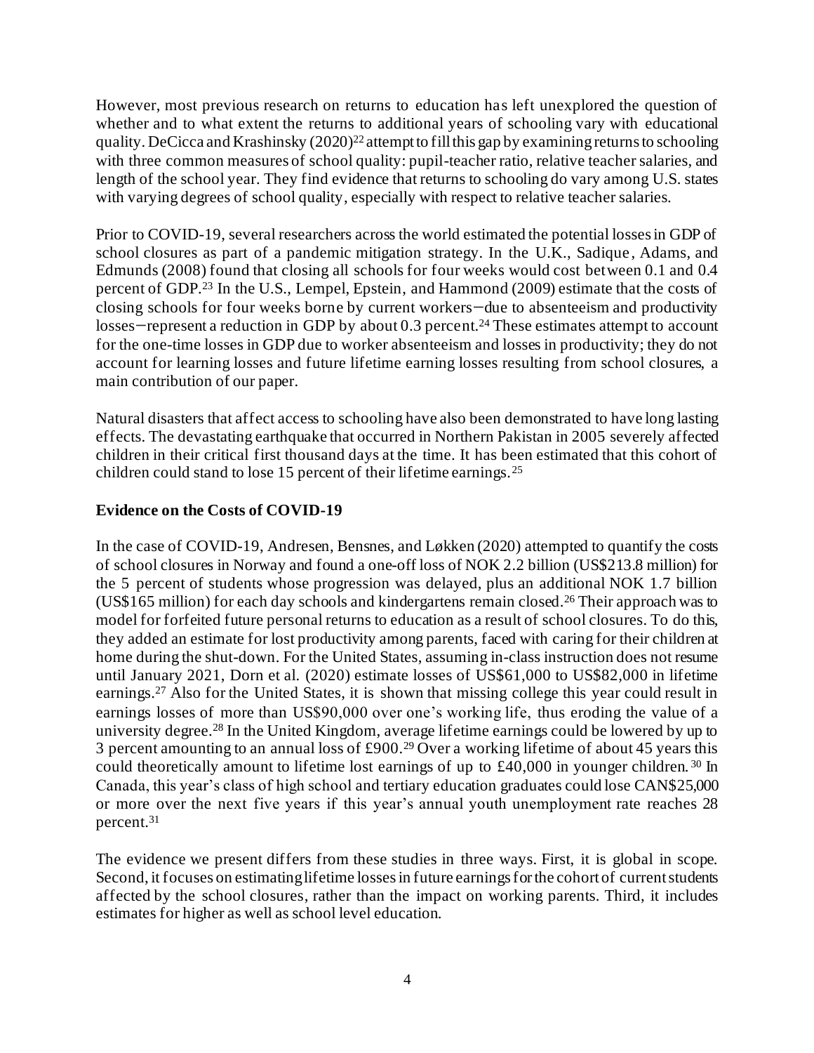However, most previous research on returns to education has left unexplored the question of whether and to what extent the returns to additional years of schooling vary with educational quality. DeCicca and Krashinsky (2020)[22] attempt to fill this gap by examining returns to schooling with three common measures of school quality: pupil-teacher ratio, relative teacher salaries, and length of the school year. They find evidence that returns to schooling do vary among U.S. states with varying degrees of school quality, especially with respect to relative teacher salaries.

Prior to COVID-19, several researchers across the world estimated the potential losses in GDP of school closures as part of a pandemic mitigation strategy. In the U.K., Sadique, Adams, and Edmunds (2008) found that closing all schools for four weeks would cost between 0.1 and 0.4 percent of GDP.[23] In the U.S., Lempel, Epstein, and Hammond (2009) estimate that the costs of closing schools for four weeks borne by current workers—due to absenteeism and productivity losses—represent a reduction in GDP by about 0.3 percent.[24] These estimates attempt to account for the one-time losses in GDP due to worker absenteeism and losses in productivity; they do not account for learning losses and future lifetime earning losses resulting from school closures, a main contribution of our paper.

Natural disasters that affect access to schooling have also been demonstrated to have long lasting effects. The devastating earthquake that occurred in Northern Pakistan in 2005 severely affected children in their critical first thousand days at the time. It has been estimated that this cohort of children could stand to lose 15 percent of their lifetime earnings.[25]

**Evidence on the Costs of COVID-19**

In the case of COVID-19, Andresen, Bensnes, and Løkken (2020) attempted to quantify the costs of school closures in Norway and found a one-off loss of NOK 2.2 billion (US$213.8 million) for the 5 percent of students whose progression was delayed, plus an additional NOK 1.7 billion (US$165 million) for each day schools and kindergartens remain closed.[26] Their approach was to model for forfeited future personal returns to education as a result of school closures. To do this, they added an estimate for lost productivity among parents, faced with caring for their children at home during the shut-down. For the United States, assuming in-class instruction does not resume until January 2021, Dorn et al. (2020) estimate losses of US$61,000 to US$82,000 in lifetime earnings.[27] Also for the United States, it is shown that missing college this year could result in earnings losses of more than US$90,000 over one's working life, thus eroding the value of a university degree.[28] In the United Kingdom, average lifetime earnings could be lowered by up to 3 percent amounting to an annual loss of £900.[29] Over a working lifetime of about 45 years this could theoretically amount to lifetime lost earnings of up to £40,000 in younger children.[30] In Canada, this year's class of high school and tertiary education graduates could lose CAN$25,000 or more over the next five years if this year's annual youth unemployment rate reaches 28 percent.[31]

The evidence we present differs from these studies in three ways. First, it is global in scope. Second, it focuses on estimating lifetime losses in future earnings for the cohort of current students affected by the school closures, rather than the impact on working parents. Third, it includes estimates for higher as well as school level education.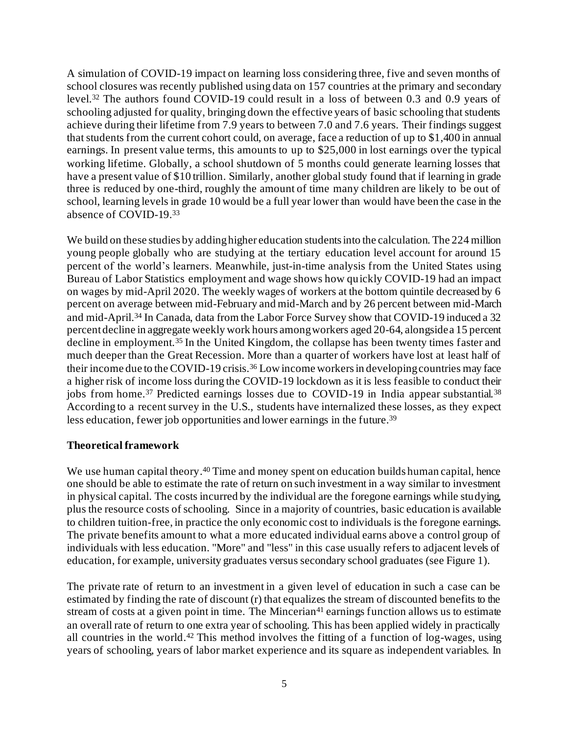A simulation of COVID-19 impact on learning loss considering three, five and seven months of school closures was recently published using data on 157 countries at the primary and secondary level.[32] The authors found COVID-19 could result in a loss of between 0.3 and 0.9 years of schooling adjusted for quality, bringing down the effective years of basic schooling that students achieve during their lifetime from 7.9 years to between 7.0 and 7.6 years. Their findings suggest that students from the current cohort could, on average, face a reduction of up to $1,400 in annual earnings. In present value terms, this amounts to up to $25,000 in lost earnings over the typical working lifetime. Globally, a school shutdown of 5 months could generate learning losses that have a present value of $10 trillion. Similarly, another global study found that if learning in grade three is reduced by one-third, roughly the amount of time many children are likely to be out of school, learning levels in grade 10 would be a full year lower than would have been the case in the absence of COVID-19.[33]

We build on these studies by adding higher education students into the calculation. The 224 million young people globally who are studying at the tertiary education level account for around 15 percent of the world's learners. Meanwhile, just-in-time analysis from the United States using Bureau of Labor Statistics employment and wage shows how quickly COVID-19 had an impact on wages by mid-April 2020. The weekly wages of workers at the bottom quintile decreased by 6 percent on average between mid-February and mid-March and by 26 percent between mid-March and mid-April.[34] In Canada, data from the Labor Force Survey show that COVID-19 induced a 32 percent decline in aggregate weekly work hours among workers aged 20-64, alongside a 15 percent decline in employment.[35] In the United Kingdom, the collapse has been twenty times faster and much deeper than the Great Recession. More than a quarter of workers have lost at least half of their income due to the COVID-19 crisis.[36] Low income workers in developing countries may face a higher risk of income loss during the COVID-19 lockdown as it is less feasible to conduct their jobs from home.[37] Predicted earnings losses due to COVID-19 in India appear substantial.[38] According to a recent survey in the U.S., students have internalized these losses, as they expect less education, fewer job opportunities and lower earnings in the future.[39]

### Theoretical framework

We use human capital theory.[40] Time and money spent on education builds human capital, hence one should be able to estimate the rate of return on such investment in a way similar to investment in physical capital. The costs incurred by the individual are the foregone earnings while studying, plus the resource costs of schooling. Since in a majority of countries, basic education is available to children tuition-free, in practice the only economic cost to individuals is the foregone earnings. The private benefits amount to what a more educated individual earns above a control group of individuals with less education. "More" and "less" in this case usually refers to adjacent levels of education, for example, university graduates versus secondary school graduates (see Figure 1).

The private rate of return to an investment in a given level of education in such a case can be estimated by finding the rate of discount (r) that equalizes the stream of discounted benefits to the stream of costs at a given point in time. The Mincerian[41] earnings function allows us to estimate an overall rate of return to one extra year of schooling. This has been applied widely in practically all countries in the world.[42] This method involves the fitting of a function of log-wages, using years of schooling, years of labor market experience and its square as independent variables. In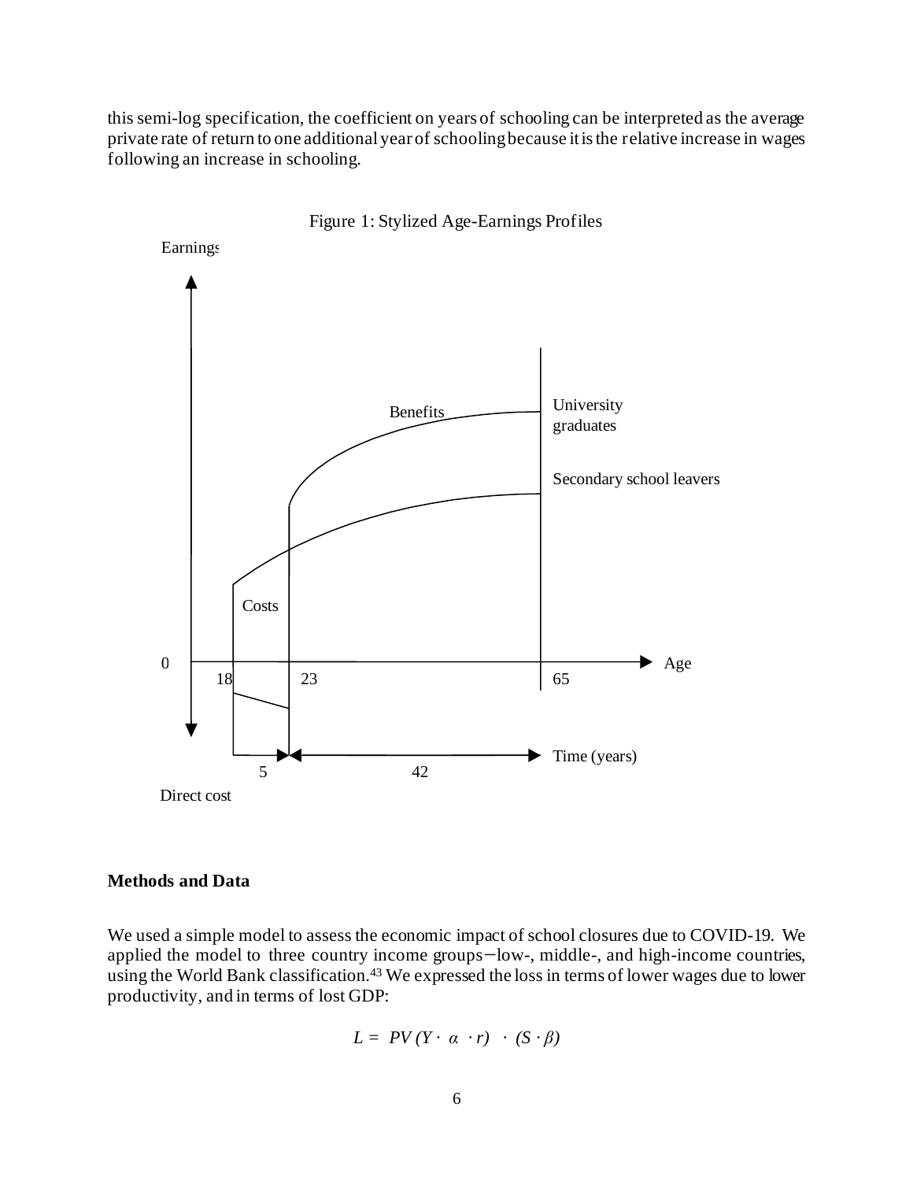this semi-log specification, the coefficient on years of schooling can be interpreted as the average private rate of return to one additional year of schooling because it is the relative increase in wages following an increase in schooling.

Figure 1: Stylized Age-Earnings Profiles

Earnings

Benefits

University graduates

Secondary school leavers

Costs

0

Age

18

23

65

5

42

Time (years)

Direct cost

## Methods and Data

We used a simple model to assess the economic impact of school closures due to COVID-19. We applied the model to three country income groups−low-, middle-, and high-income countries, using the World Bank classification.[43] We expressed the loss in terms of lower wages due to lower productivity, and in terms of lost GDP:

$$L = PV(Y \cdot \alpha \cdot r) \cdot (S \cdot \beta)$$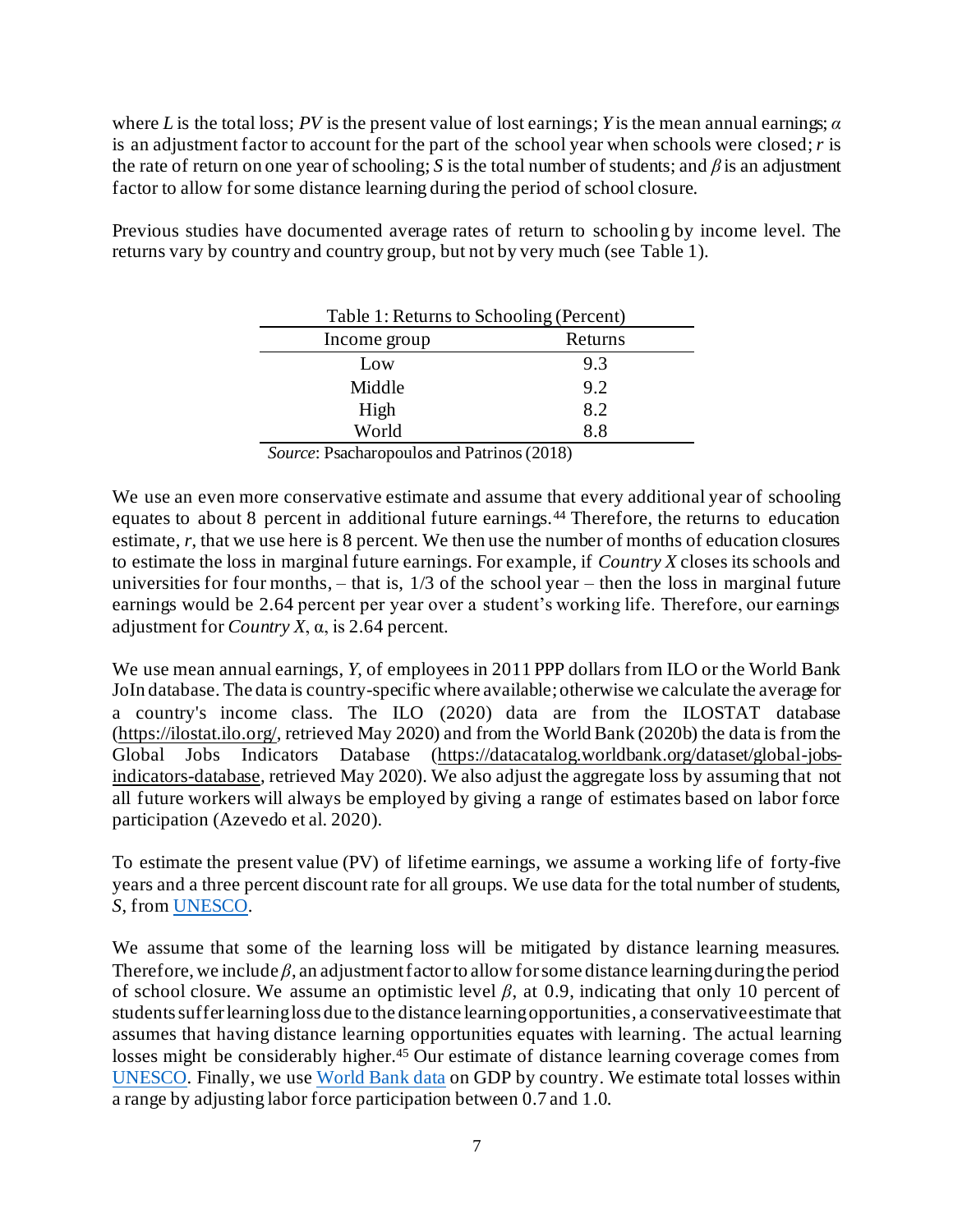where $L$ is the total loss; $PV$ is the present value of lost earnings; $Y$ is the mean annual earnings; $\alpha$ is an adjustment factor to account for the part of the school year when schools were closed; $r$ is the rate of return on one year of schooling; $S$ is the total number of students; and $\beta$ is an adjustment factor to allow for some distance learning during the period of school closure.

Previous studies have documented average rates of return to schooling by income level. The returns vary by country and country group, but not by very much (see Table 1).

Table 1: Returns to Schooling (Percent)

| Income group | Returns |
|---|---|
| Low | 9.3 |
| Middle | 9.2 |
| High | 8.2 |
| World | 8.8 |

*Source*: Psacharopoulos and Patrinos (2018)

We use an even more conservative estimate and assume that every additional year of schooling equates to about 8 percent in additional future earnings.[44] Therefore, the returns to education estimate, $r$, that we use here is 8 percent. We then use the number of months of education closures to estimate the loss in marginal future earnings. For example, if *Country X* closes its schools and universities for four months, – that is, 1/3 of the school year – then the loss in marginal future earnings would be 2.64 percent per year over a student's working life. Therefore, our earnings adjustment for *Country X*, $\alpha$, is 2.64 percent.

We use mean annual earnings, $Y$, of employees in 2011 PPP dollars from ILO or the World Bank JoIn database. The data is country-specific where available; otherwise we calculate the average for a country's income class. The ILO (2020) data are from the ILOSTAT database (https://ilostat.ilo.org/, retrieved May 2020) and from the World Bank (2020b) the data is from the Global Jobs Indicators Database (https://datacatalog.worldbank.org/dataset/global-jobs-indicators-database, retrieved May 2020). We also adjust the aggregate loss by assuming that not all future workers will always be employed by giving a range of estimates based on labor force participation (Azevedo et al. 2020).

To estimate the present value (PV) of lifetime earnings, we assume a working life of forty-five years and a three percent discount rate for all groups. We use data for the total number of students, $S$, from UNESCO.

We assume that some of the learning loss will be mitigated by distance learning measures. Therefore, we include $\beta$, an adjustment factor to allow for some distance learning during the period of school closure. We assume an optimistic level $\beta$, at 0.9, indicating that only 10 percent of students suffer learning loss due to the distance learning opportunities, a conservative estimate that assumes that having distance learning opportunities equates with learning. The actual learning losses might be considerably higher.[45] Our estimate of distance learning coverage comes from UNESCO. Finally, we use World Bank data on GDP by country. We estimate total losses within a range by adjusting labor force participation between 0.7 and 1.0.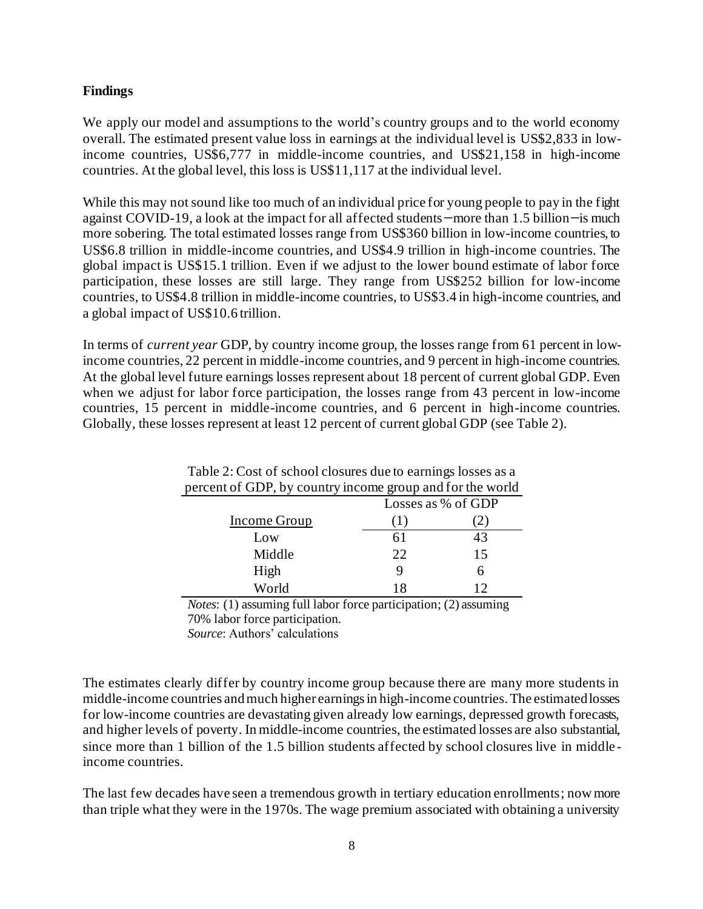**Findings**

We apply our model and assumptions to the world's country groups and to the world economy overall. The estimated present value loss in earnings at the individual level is US$2,833 in low-income countries, US$6,777 in middle-income countries, and US$21,158 in high-income countries. At the global level, this loss is US$11,117 at the individual level.

While this may not sound like too much of an individual price for young people to pay in the fight against COVID-19, a look at the impact for all affected students—more than 1.5 billion—is much more sobering. The total estimated losses range from US$360 billion in low-income countries, to US$6.8 trillion in middle-income countries, and US$4.9 trillion in high-income countries. The global impact is US$15.1 trillion. Even if we adjust to the lower bound estimate of labor force participation, these losses are still large. They range from US$252 billion for low-income countries, to US$4.8 trillion in middle-income countries, to US$3.4 in high-income countries, and a global impact of US$10.6 trillion.

In terms of *current year* GDP, by country income group, the losses range from 61 percent in low-income countries, 22 percent in middle-income countries, and 9 percent in high-income countries. At the global level future earnings losses represent about 18 percent of current global GDP. Even when we adjust for labor force participation, the losses range from 43 percent in low-income countries, 15 percent in middle-income countries, and 6 percent in high-income countries. Globally, these losses represent at least 12 percent of current global GDP (see Table 2).

Table 2: Cost of school closures due to earnings losses as a percent of GDP, by country income group and for the world

| | Losses as % of GDP | |
|---|---|---|
| Income Group | (1) | (2) |
| Low | 61 | 43 |
| Middle | 22 | 15 |
| High | 9 | 6 |
| World | 18 | 12 |

*Notes*: (1) assuming full labor force participation; (2) assuming 70% labor force participation.
*Source*: Authors' calculations

The estimates clearly differ by country income group because there are many more students in middle-income countries and much higher earnings in high-income countries. The estimated losses for low-income countries are devastating given already low earnings, depressed growth forecasts, and higher levels of poverty. In middle-income countries, the estimated losses are also substantial, since more than 1 billion of the 1.5 billion students affected by school closures live in middle-income countries.

The last few decades have seen a tremendous growth in tertiary education enrollments; now more than triple what they were in the 1970s. The wage premium associated with obtaining a university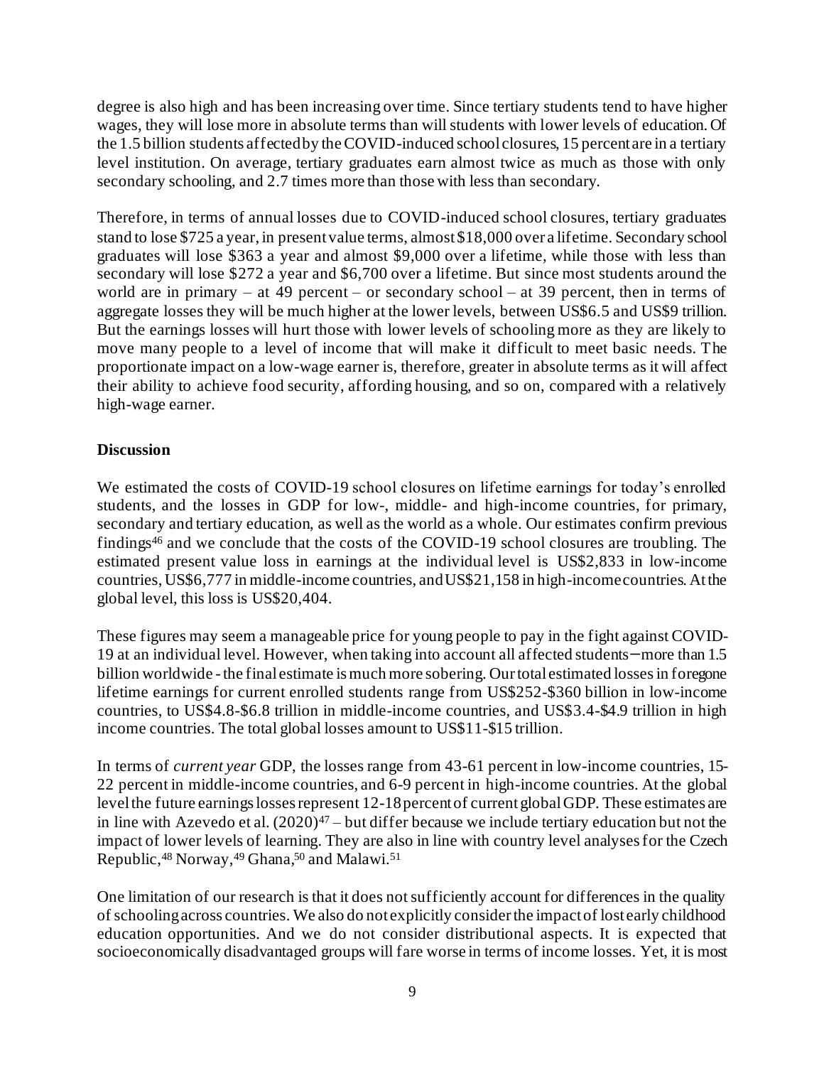degree is also high and has been increasing over time. Since tertiary students tend to have higher wages, they will lose more in absolute terms than will students with lower levels of education. Of the 1.5 billion students affected by the COVID-induced school closures, 15 percent are in a tertiary level institution. On average, tertiary graduates earn almost twice as much as those with only secondary schooling, and 2.7 times more than those with less than secondary.

Therefore, in terms of annual losses due to COVID-induced school closures, tertiary graduates stand to lose $725 a year, in present value terms, almost $18,000 over a lifetime. Secondary school graduates will lose $363 a year and almost $9,000 over a lifetime, while those with less than secondary will lose $272 a year and $6,700 over a lifetime. But since most students around the world are in primary – at 49 percent – or secondary school – at 39 percent, then in terms of aggregate losses they will be much higher at the lower levels, between US$6.5 and US$9 trillion. But the earnings losses will hurt those with lower levels of schooling more as they are likely to move many people to a level of income that will make it difficult to meet basic needs. The proportionate impact on a low-wage earner is, therefore, greater in absolute terms as it will affect their ability to achieve food security, affording housing, and so on, compared with a relatively high-wage earner.

**Discussion**

We estimated the costs of COVID-19 school closures on lifetime earnings for today's enrolled students, and the losses in GDP for low-, middle- and high-income countries, for primary, secondary and tertiary education, as well as the world as a whole. Our estimates confirm previous findings[46] and we conclude that the costs of the COVID-19 school closures are troubling. The estimated present value loss in earnings at the individual level is US$2,833 in low-income countries, US$6,777 in middle-income countries, and US$21,158 in high-income countries. At the global level, this loss is US$20,404.

These figures may seem a manageable price for young people to pay in the fight against COVID-19 at an individual level. However, when taking into account all affected students—more than 1.5 billion worldwide - the final estimate is much more sobering. Our total estimated losses in foregone lifetime earnings for current enrolled students range from US$252-$360 billion in low-income countries, to US$4.8-$6.8 trillion in middle-income countries, and US$3.4-$4.9 trillion in high income countries. The total global losses amount to US$11-$15 trillion.

In terms of *current year* GDP, the losses range from 43-61 percent in low-income countries, 15-22 percent in middle-income countries, and 6-9 percent in high-income countries. At the global level the future earnings losses represent 12-18 percent of current global GDP. These estimates are in line with Azevedo et al. (2020)[47] – but differ because we include tertiary education but not the impact of lower levels of learning. They are also in line with country level analyses for the Czech Republic,[48] Norway,[49] Ghana,[50] and Malawi.[51]

One limitation of our research is that it does not sufficiently account for differences in the quality of schooling across countries. We also do not explicitly consider the impact of lost early childhood education opportunities. And we do not consider distributional aspects. It is expected that socioeconomically disadvantaged groups will fare worse in terms of income losses. Yet, it is most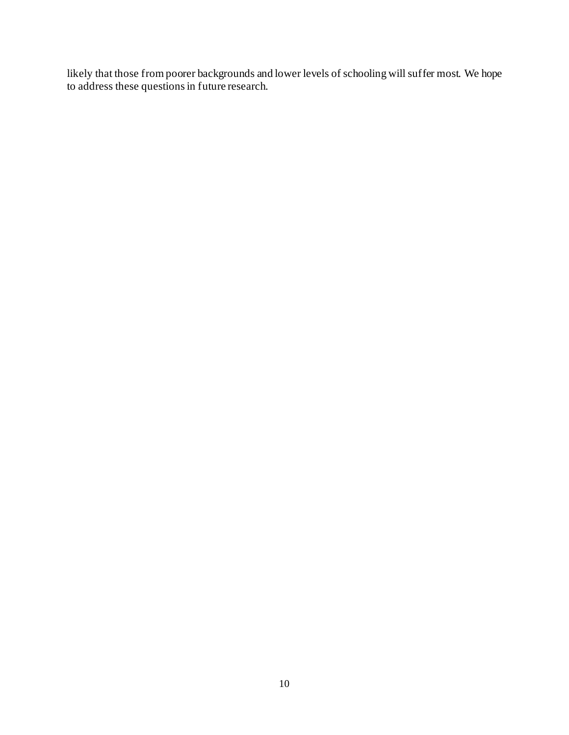likely that those from poorer backgrounds and lower levels of schooling will suffer most. We hope to address these questions in future research.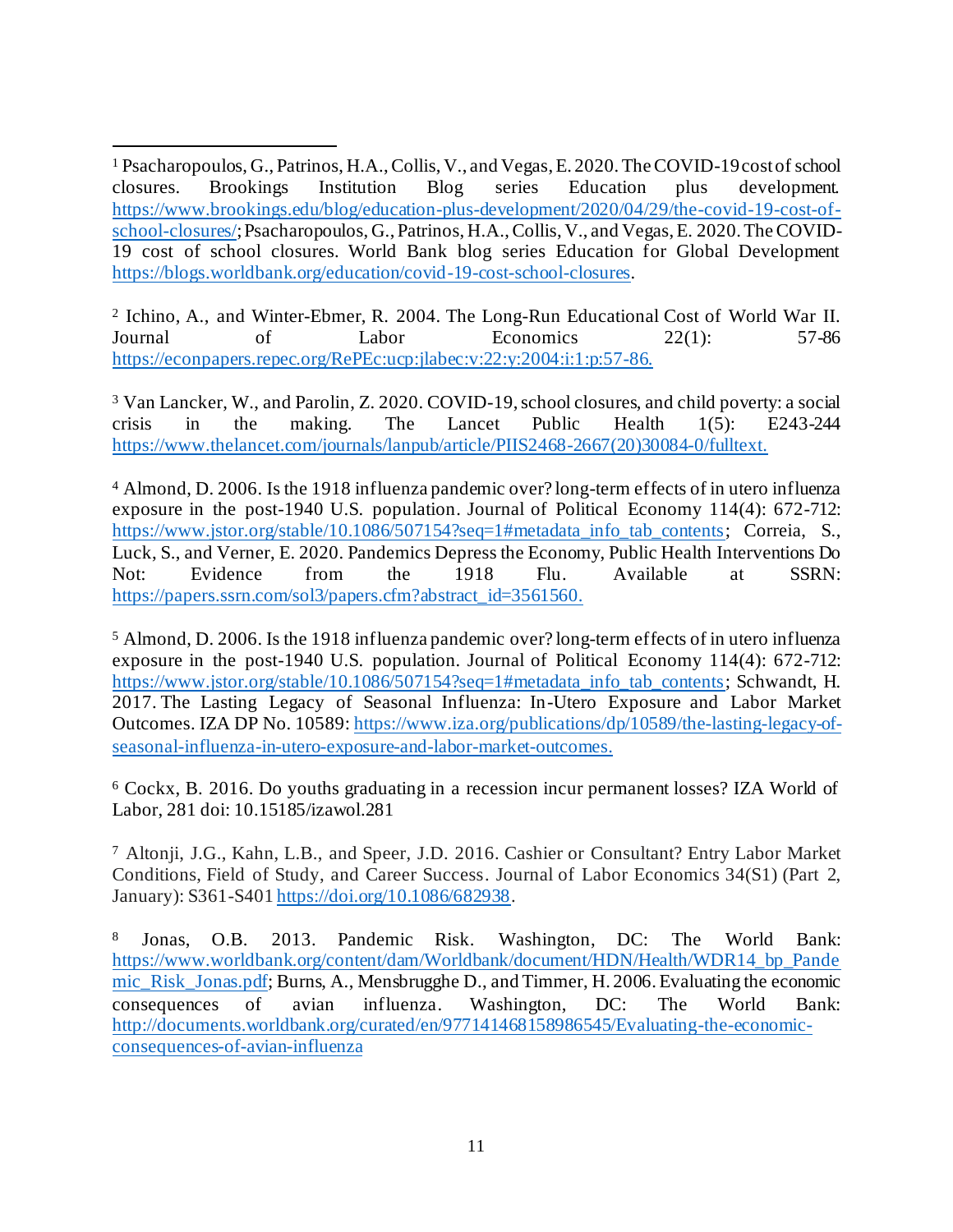[1] Psacharopoulos, G., Patrinos, H.A., Collis, V., and Vegas, E. 2020. The COVID-19 cost of school closures. Brookings Institution Blog series Education plus development. https://www.brookings.edu/blog/education-plus-development/2020/04/29/the-covid-19-cost-of-school-closures/; Psacharopoulos, G., Patrinos, H.A., Collis, V., and Vegas, E. 2020. The COVID-19 cost of school closures. World Bank blog series Education for Global Development https://blogs.worldbank.org/education/covid-19-cost-school-closures.

[2] Ichino, A., and Winter-Ebmer, R. 2004. The Long-Run Educational Cost of World War II. Journal of Labor Economics 22(1): 57-86 https://econpapers.repec.org/RePEc:ucp:jlabec:v:22:y:2004:i:1:p:57-86.

[3] Van Lancker, W., and Parolin, Z. 2020. COVID-19, school closures, and child poverty: a social crisis in the making. The Lancet Public Health 1(5): E243-244 https://www.thelancet.com/journals/lanpub/article/PIIS2468-2667(20)30084-0/fulltext.

[4] Almond, D. 2006. Is the 1918 influenza pandemic over? long-term effects of in utero influenza exposure in the post-1940 U.S. population. Journal of Political Economy 114(4): 672-712: https://www.jstor.org/stable/10.1086/507154?seq=1#metadata_info_tab_contents; Correia, S., Luck, S., and Verner, E. 2020. Pandemics Depress the Economy, Public Health Interventions Do Not: Evidence from the 1918 Flu. Available at SSRN: https://papers.ssrn.com/sol3/papers.cfm?abstract_id=3561560.

[5] Almond, D. 2006. Is the 1918 influenza pandemic over? long-term effects of in utero influenza exposure in the post-1940 U.S. population. Journal of Political Economy 114(4): 672-712: https://www.jstor.org/stable/10.1086/507154?seq=1#metadata_info_tab_contents; Schwandt, H. 2017. The Lasting Legacy of Seasonal Influenza: In-Utero Exposure and Labor Market Outcomes. IZA DP No. 10589: https://www.iza.org/publications/dp/10589/the-lasting-legacy-of-seasonal-influenza-in-utero-exposure-and-labor-market-outcomes.

[6] Cockx, B. 2016. Do youths graduating in a recession incur permanent losses? IZA World of Labor, 281 doi: 10.15185/izawol.281

[7] Altonji, J.G., Kahn, L.B., and Speer, J.D. 2016. Cashier or Consultant? Entry Labor Market Conditions, Field of Study, and Career Success. Journal of Labor Economics 34(S1) (Part 2, January): S361-S401 https://doi.org/10.1086/682938.

[8] Jonas, O.B. 2013. Pandemic Risk. Washington, DC: The World Bank: https://www.worldbank.org/content/dam/Worldbank/document/HDN/Health/WDR14_bp_Pandemic_Risk_Jonas.pdf; Burns, A., Mensbrugghe D., and Timmer, H. 2006. Evaluating the economic consequences of avian influenza. Washington, DC: The World Bank: http://documents.worldbank.org/curated/en/977141468158986545/Evaluating-the-economic-consequences-of-avian-influenza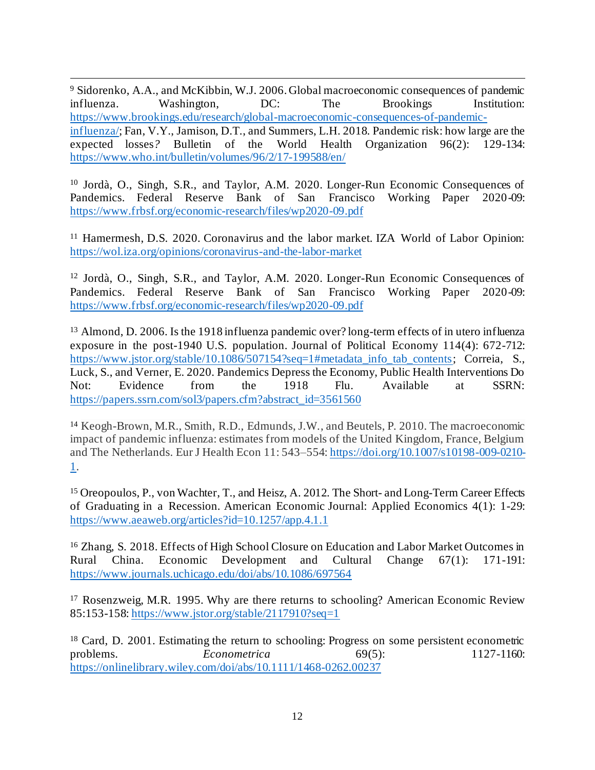[9] Sidorenko, A.A., and McKibbin, W.J. 2006. Global macroeconomic consequences of pandemic influenza. Washington, DC: The Brookings Institution: https://www.brookings.edu/research/global-macroeconomic-consequences-of-pandemic-influenza/; Fan, V.Y., Jamison, D.T., and Summers, L.H. 2018. Pandemic risk: how large are the expected losses? Bulletin of the World Health Organization 96(2): 129-134: https://www.who.int/bulletin/volumes/96/2/17-199588/en/

[10] Jordà, O., Singh, S.R., and Taylor, A.M. 2020. Longer-Run Economic Consequences of Pandemics. Federal Reserve Bank of San Francisco Working Paper 2020-09: https://www.frbsf.org/economic-research/files/wp2020-09.pdf

[11] Hamermesh, D.S. 2020. Coronavirus and the labor market. IZA World of Labor Opinion: https://wol.iza.org/opinions/coronavirus-and-the-labor-market

[12] Jordà, O., Singh, S.R., and Taylor, A.M. 2020. Longer-Run Economic Consequences of Pandemics. Federal Reserve Bank of San Francisco Working Paper 2020-09: https://www.frbsf.org/economic-research/files/wp2020-09.pdf

[13] Almond, D. 2006. Is the 1918 influenza pandemic over? long-term effects of in utero influenza exposure in the post-1940 U.S. population. Journal of Political Economy 114(4): 672-712: https://www.jstor.org/stable/10.1086/507154?seq=1#metadata_info_tab_contents; Correia, S., Luck, S., and Verner, E. 2020. Pandemics Depress the Economy, Public Health Interventions Do Not: Evidence from the 1918 Flu. Available at SSRN: https://papers.ssrn.com/sol3/papers.cfm?abstract_id=3561560

[14] Keogh-Brown, M.R., Smith, R.D., Edmunds, J.W., and Beutels, P. 2010. The macroeconomic impact of pandemic influenza: estimates from models of the United Kingdom, France, Belgium and The Netherlands. Eur J Health Econ 11: 543–554: https://doi.org/10.1007/s10198-009-0210-1.

[15] Oreopoulos, P., von Wachter, T., and Heisz, A. 2012. The Short- and Long-Term Career Effects of Graduating in a Recession. American Economic Journal: Applied Economics 4(1): 1-29: https://www.aeaweb.org/articles?id=10.1257/app.4.1.1

[16] Zhang, S. 2018. Effects of High School Closure on Education and Labor Market Outcomes in Rural China. Economic Development and Cultural Change 67(1): 171-191: https://www.journals.uchicago.edu/doi/abs/10.1086/697564

[17] Rosenzweig, M.R. 1995. Why are there returns to schooling? American Economic Review 85:153-158: https://www.jstor.org/stable/2117910?seq=1

[18] Card, D. 2001. Estimating the return to schooling: Progress on some persistent econometric problems. *Econometrica* 69(5): 1127-1160: https://onlinelibrary.wiley.com/doi/abs/10.1111/1468-0262.00237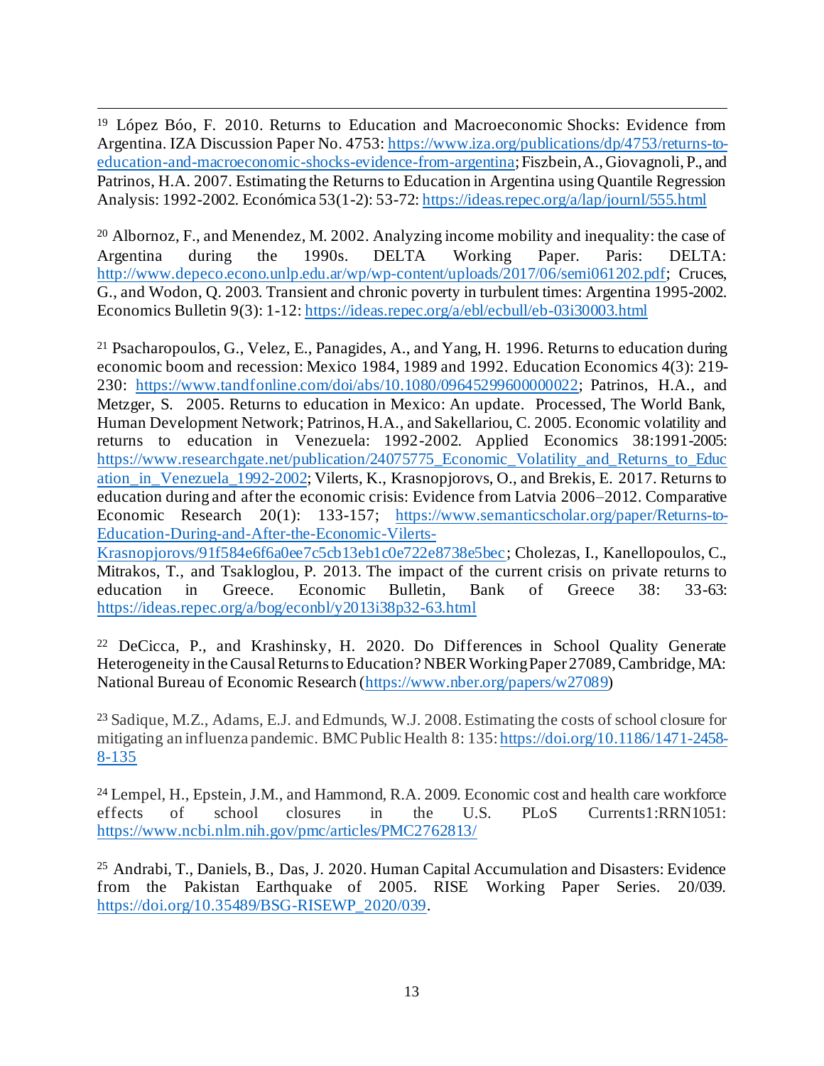[19] López Bóo, F. 2010. Returns to Education and Macroeconomic Shocks: Evidence from Argentina. IZA Discussion Paper No. 4753: https://www.iza.org/publications/dp/4753/returns-to-education-and-macroeconomic-shocks-evidence-from-argentina; Fiszbein, A., Giovagnoli, P., and Patrinos, H.A. 2007. Estimating the Returns to Education in Argentina using Quantile Regression Analysis: 1992-2002. Económica 53(1-2): 53-72: https://ideas.repec.org/a/lap/journl/555.html

[20] Albornoz, F., and Menendez, M. 2002. Analyzing income mobility and inequality: the case of Argentina during the 1990s. DELTA Working Paper. Paris: DELTA: http://www.depeco.econo.unlp.edu.ar/wp/wp-content/uploads/2017/06/semi061202.pdf; Cruces, G., and Wodon, Q. 2003. Transient and chronic poverty in turbulent times: Argentina 1995-2002. Economics Bulletin 9(3): 1-12: https://ideas.repec.org/a/ebl/ecbull/eb-03i30003.html

[21] Psacharopoulos, G., Velez, E., Panagides, A., and Yang, H. 1996. Returns to education during economic boom and recession: Mexico 1984, 1989 and 1992. Education Economics 4(3): 219-230: https://www.tandfonline.com/doi/abs/10.1080/09645299600000022; Patrinos, H.A., and Metzger, S. 2005. Returns to education in Mexico: An update. Processed, The World Bank, Human Development Network; Patrinos, H.A., and Sakellariou, C. 2005. Economic volatility and returns to education in Venezuela: 1992-2002. Applied Economics 38:1991-2005: https://www.researchgate.net/publication/24075775_Economic_Volatility_and_Returns_to_Education_in_Venezuela_1992-2002; Vilerts, K., Krasnopjorovs, O., and Brekis, E. 2017. Returns to education during and after the economic crisis: Evidence from Latvia 2006–2012. Comparative Economic Research 20(1): 133-157; https://www.semanticscholar.org/paper/Returns-to-Education-During-and-After-the-Economic-Vilerts-Krasnopjorovs/91f584e6f6a0ee7c5cb13eb1c0e722e8738e5bec; Cholezas, I., Kanellopoulos, C., Mitrakos, T., and Tsakloglou, P. 2013. The impact of the current crisis on private returns to education in Greece. Economic Bulletin, Bank of Greece 38: 33-63: https://ideas.repec.org/a/bog/econbl/y2013i38p32-63.html

[22] DeCicca, P., and Krashinsky, H. 2020. Do Differences in School Quality Generate Heterogeneity in the Causal Returns to Education? NBER Working Paper 27089, Cambridge, MA: National Bureau of Economic Research (https://www.nber.org/papers/w27089)

[23] Sadique, M.Z., Adams, E.J. and Edmunds, W.J. 2008. Estimating the costs of school closure for mitigating an influenza pandemic. BMC Public Health 8: 135: https://doi.org/10.1186/1471-2458-8-135

[24] Lempel, H., Epstein, J.M., and Hammond, R.A. 2009. Economic cost and health care workforce effects of school closures in the U.S. PLoS Currents1:RRN1051: https://www.ncbi.nlm.nih.gov/pmc/articles/PMC2762813/

[25] Andrabi, T., Daniels, B., Das, J. 2020. Human Capital Accumulation and Disasters: Evidence from the Pakistan Earthquake of 2005. RISE Working Paper Series. 20/039. https://doi.org/10.35489/BSG-RISEWP_2020/039.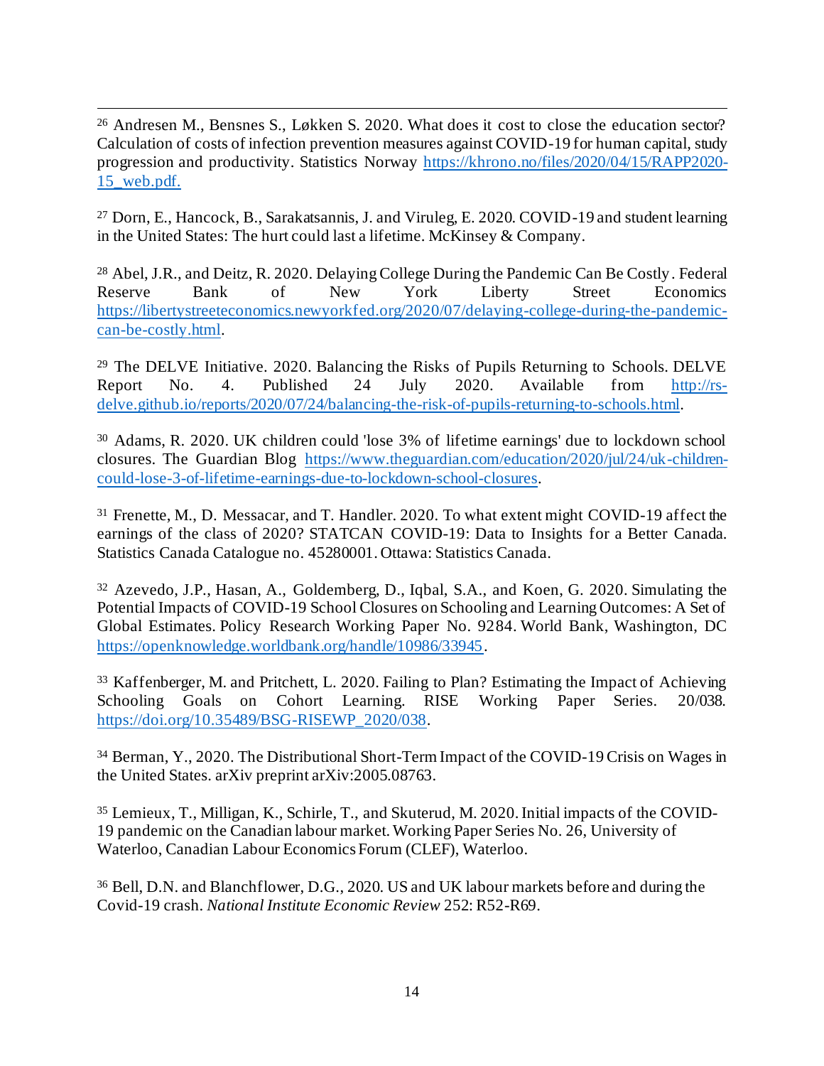[26] Andresen M., Bensnes S., Løkken S. 2020. What does it cost to close the education sector? Calculation of costs of infection prevention measures against COVID-19 for human capital, study progression and productivity. Statistics Norway https://khrono.no/files/2020/04/15/RAPP2020-15_web.pdf.

[27] Dorn, E., Hancock, B., Sarakatsannis, J. and Viruleg, E. 2020. COVID-19 and student learning in the United States: The hurt could last a lifetime. McKinsey & Company.

[28] Abel, J.R., and Deitz, R. 2020. Delaying College During the Pandemic Can Be Costly. Federal Reserve Bank of New York Liberty Street Economics https://libertystreeteconomics.newyorkfed.org/2020/07/delaying-college-during-the-pandemic-can-be-costly.html.

[29] The DELVE Initiative. 2020. Balancing the Risks of Pupils Returning to Schools. DELVE Report No. 4. Published 24 July 2020. Available from http://rs-delve.github.io/reports/2020/07/24/balancing-the-risk-of-pupils-returning-to-schools.html.

[30] Adams, R. 2020. UK children could 'lose 3% of lifetime earnings' due to lockdown school closures. The Guardian Blog https://www.theguardian.com/education/2020/jul/24/uk-children-could-lose-3-of-lifetime-earnings-due-to-lockdown-school-closures.

[31] Frenette, M., D. Messacar, and T. Handler. 2020. To what extent might COVID-19 affect the earnings of the class of 2020? STATCAN COVID-19: Data to Insights for a Better Canada. Statistics Canada Catalogue no. 45280001. Ottawa: Statistics Canada.

[32] Azevedo, J.P., Hasan, A., Goldemberg, D., Iqbal, S.A., and Koen, G. 2020. Simulating the Potential Impacts of COVID-19 School Closures on Schooling and Learning Outcomes: A Set of Global Estimates. Policy Research Working Paper No. 9284. World Bank, Washington, DC https://openknowledge.worldbank.org/handle/10986/33945.

[33] Kaffenberger, M. and Pritchett, L. 2020. Failing to Plan? Estimating the Impact of Achieving Schooling Goals on Cohort Learning. RISE Working Paper Series. 20/038. https://doi.org/10.35489/BSG-RISEWP_2020/038.

[34] Berman, Y., 2020. The Distributional Short-Term Impact of the COVID-19 Crisis on Wages in the United States. arXiv preprint arXiv:2005.08763.

[35] Lemieux, T., Milligan, K., Schirle, T., and Skuterud, M. 2020. Initial impacts of the COVID-19 pandemic on the Canadian labour market. Working Paper Series No. 26, University of Waterloo, Canadian Labour Economics Forum (CLEF), Waterloo.

[36] Bell, D.N. and Blanchflower, D.G., 2020. US and UK labour markets before and during the Covid-19 crash. *National Institute Economic Review* 252: R52-R69.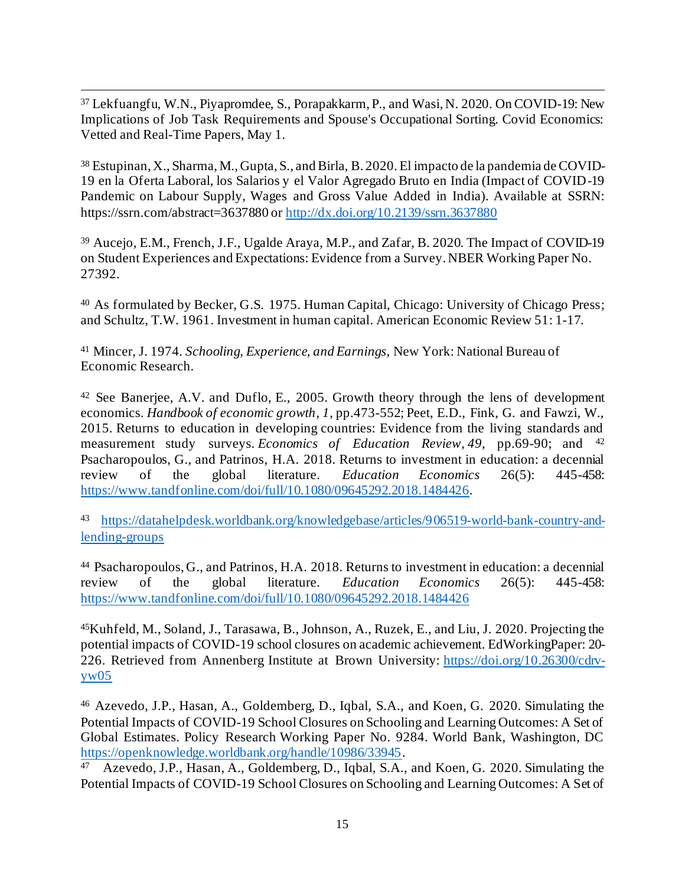[37] Lekfuangfu, W.N., Piyapromdee, S., Porapakkarm, P., and Wasi, N. 2020. On COVID-19: New Implications of Job Task Requirements and Spouse's Occupational Sorting. Covid Economics: Vetted and Real-Time Papers, May 1.

[38] Estupinan, X., Sharma, M., Gupta, S., and Birla, B. 2020. El impacto de la pandemia de COVID-19 en la Oferta Laboral, los Salarios y el Valor Agregado Bruto en India (Impact of COVID-19 Pandemic on Labour Supply, Wages and Gross Value Added in India). Available at SSRN: https://ssrn.com/abstract=3637880 or http://dx.doi.org/10.2139/ssrn.3637880

[39] Aucejo, E.M., French, J.F., Ugalde Araya, M.P., and Zafar, B. 2020. The Impact of COVID-19 on Student Experiences and Expectations: Evidence from a Survey. NBER Working Paper No. 27392.

[40] As formulated by Becker, G.S. 1975. Human Capital, Chicago: University of Chicago Press; and Schultz, T.W. 1961. Investment in human capital. American Economic Review 51: 1-17.

[41] Mincer, J. 1974. *Schooling, Experience, and Earnings*, New York: National Bureau of Economic Research.

[42] See Banerjee, A.V. and Duflo, E., 2005. Growth theory through the lens of development economics. *Handbook of economic growth*, *1*, pp.473-552; Peet, E.D., Fink, G. and Fawzi, W., 2015. Returns to education in developing countries: Evidence from the living standards and measurement study surveys. *Economics of Education Review*, *49*, pp.69-90; and [42] Psacharopoulos, G., and Patrinos, H.A. 2018. Returns to investment in education: a decennial review of the global literature. *Education Economics* 26(5): 445-458: https://www.tandfonline.com/doi/full/10.1080/09645292.2018.1484426.

[43] https://datahelpdesk.worldbank.org/knowledgebase/articles/906519-world-bank-country-and-lending-groups

[44] Psacharopoulos, G., and Patrinos, H.A. 2018. Returns to investment in education: a decennial review of the global literature. *Education Economics* 26(5): 445-458: https://www.tandfonline.com/doi/full/10.1080/09645292.2018.1484426

[45] Kuhfeld, M., Soland, J., Tarasawa, B., Johnson, A., Ruzek, E., and Liu, J. 2020. Projecting the potential impacts of COVID-19 school closures on academic achievement. EdWorkingPaper: 20-226. Retrieved from Annenberg Institute at Brown University: https://doi.org/10.26300/cdrv-yw05

[46] Azevedo, J.P., Hasan, A., Goldemberg, D., Iqbal, S.A., and Koen, G. 2020. Simulating the Potential Impacts of COVID-19 School Closures on Schooling and Learning Outcomes: A Set of Global Estimates. Policy Research Working Paper No. 9284. World Bank, Washington, DC https://openknowledge.worldbank.org/handle/10986/33945.

[47] Azevedo, J.P., Hasan, A., Goldemberg, D., Iqbal, S.A., and Koen, G. 2020. Simulating the Potential Impacts of COVID-19 School Closures on Schooling and Learning Outcomes: A Set of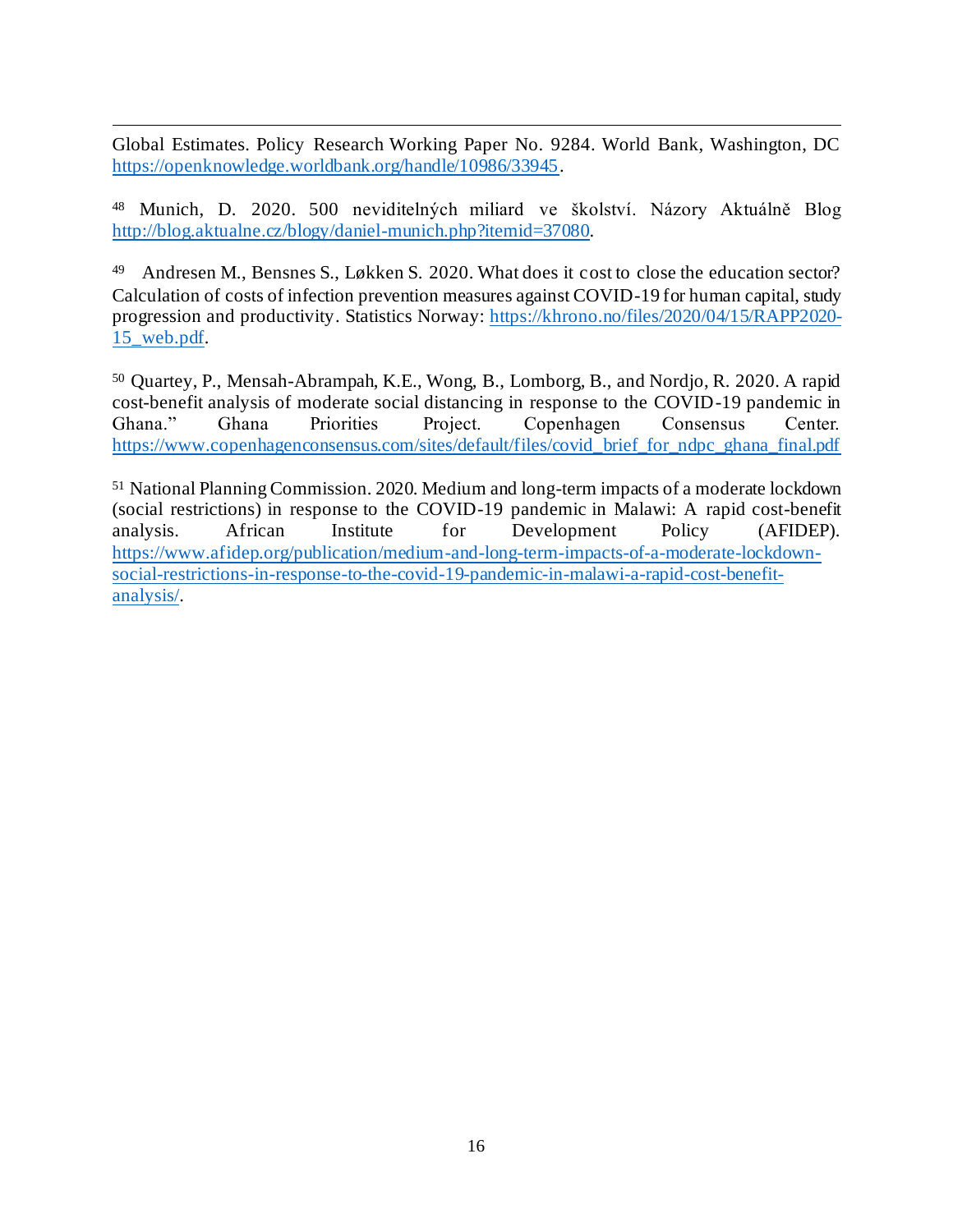Global Estimates. Policy Research Working Paper No. 9284. World Bank, Washington, DC https://openknowledge.worldbank.org/handle/10986/33945.

[48] Munich, D. 2020. 500 neviditelných miliard ve školství. Názory Aktuálně Blog http://blog.aktualne.cz/blogy/daniel-munich.php?itemid=37080.

[49] Andresen M., Bensnes S., Løkken S. 2020. What does it cost to close the education sector? Calculation of costs of infection prevention measures against COVID-19 for human capital, study progression and productivity. Statistics Norway: https://khrono.no/files/2020/04/15/RAPP2020-15_web.pdf.

[50] Quartey, P., Mensah-Abrampah, K.E., Wong, B., Lomborg, B., and Nordjo, R. 2020. A rapid cost-benefit analysis of moderate social distancing in response to the COVID-19 pandemic in Ghana." Ghana Priorities Project. Copenhagen Consensus Center. https://www.copenhagenconsensus.com/sites/default/files/covid_brief_for_ndpc_ghana_final.pdf

[51] National Planning Commission. 2020. Medium and long-term impacts of a moderate lockdown (social restrictions) in response to the COVID-19 pandemic in Malawi: A rapid cost-benefit analysis. African Institute for Development Policy (AFIDEP). https://www.afidep.org/publication/medium-and-long-term-impacts-of-a-moderate-lockdown-social-restrictions-in-response-to-the-covid-19-pandemic-in-malawi-a-rapid-cost-benefit-analysis/.